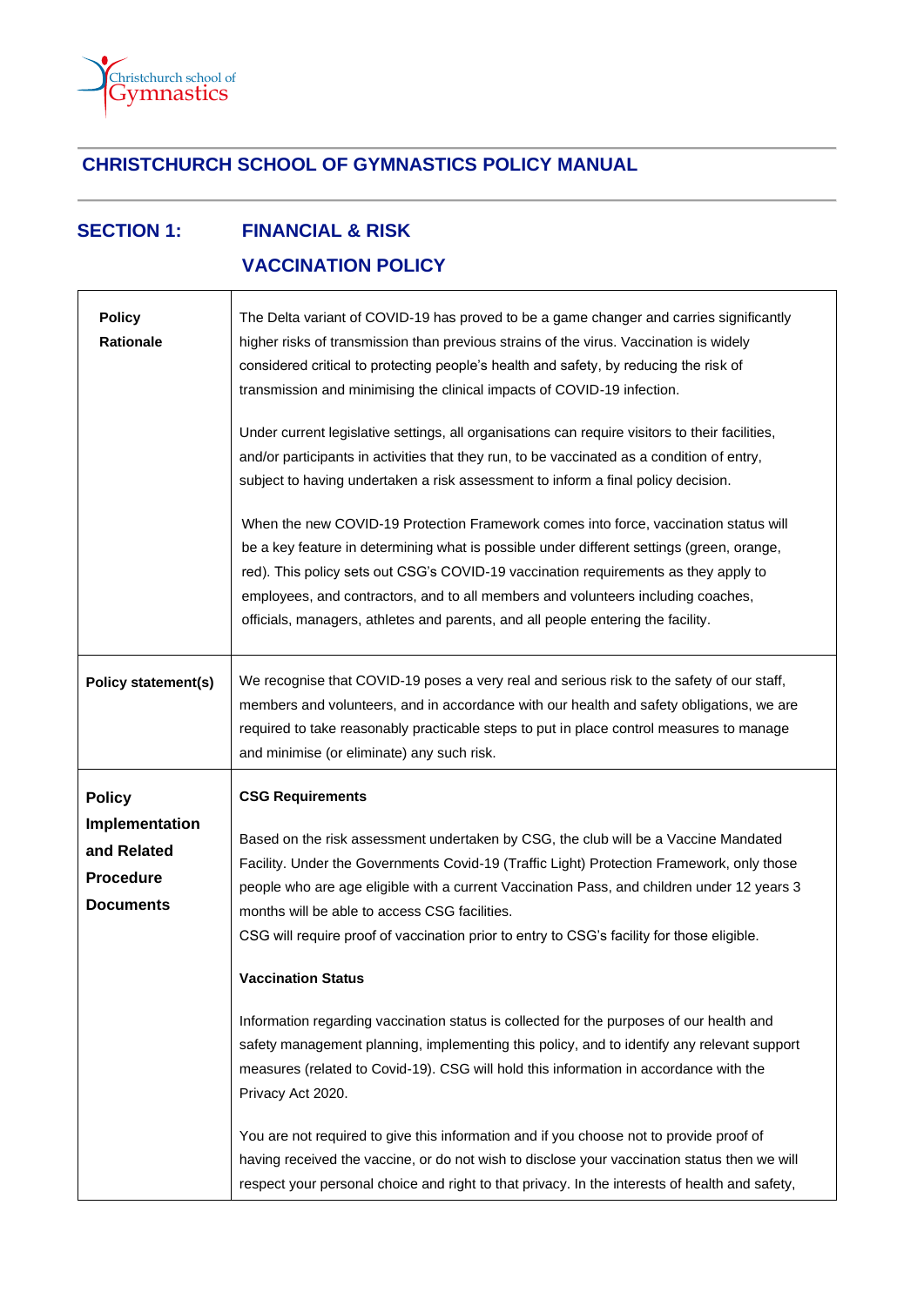# CHRISTCHURCH SCHOOL OF GYMNASTICS POLICY MANUAL

## SECTION 1: FINANCIAL & RISK

## VACCINATION POLICY

| | |
|---|---|
| **Policy Rationale** | The Delta variant of COVID-19 has proved to be a game changer and carries significantly higher risks of transmission than previous strains of the virus. Vaccination is widely considered critical to protecting people's health and safety, by reducing the risk of transmission and minimising the clinical impacts of COVID-19 infection.<br><br>Under current legislative settings, all organisations can require visitors to their facilities, and/or participants in activities that they run, to be vaccinated as a condition of entry, subject to having undertaken a risk assessment to inform a final policy decision.<br><br>When the new COVID-19 Protection Framework comes into force, vaccination status will be a key feature in determining what is possible under different settings (green, orange, red). This policy sets out CSG's COVID-19 vaccination requirements as they apply to employees, and contractors, and to all members and volunteers including coaches, officials, managers, athletes and parents, and all people entering the facility. |
| **Policy statement(s)** | We recognise that COVID-19 poses a very real and serious risk to the safety of our staff, members and volunteers, and in accordance with our health and safety obligations, we are required to take reasonably practicable steps to put in place control measures to manage and minimise (or eliminate) any such risk. |
| **Policy Implementation and Related Procedure Documents** | **CSG Requirements**<br><br>Based on the risk assessment undertaken by CSG, the club will be a Vaccine Mandated Facility. Under the Governments Covid-19 (Traffic Light) Protection Framework, only those people who are age eligible with a current Vaccination Pass, and children under 12 years 3 months will be able to access CSG facilities.<br>CSG will require proof of vaccination prior to entry to CSG's facility for those eligible.<br><br>**Vaccination Status**<br><br>Information regarding vaccination status is collected for the purposes of our health and safety management planning, implementing this policy, and to identify any relevant support measures (related to Covid-19). CSG will hold this information in accordance with the Privacy Act 2020.<br><br>You are not required to give this information and if you choose not to provide proof of having received the vaccine, or do not wish to disclose your vaccination status then we will respect your personal choice and right to that privacy. In the interests of health and safety, |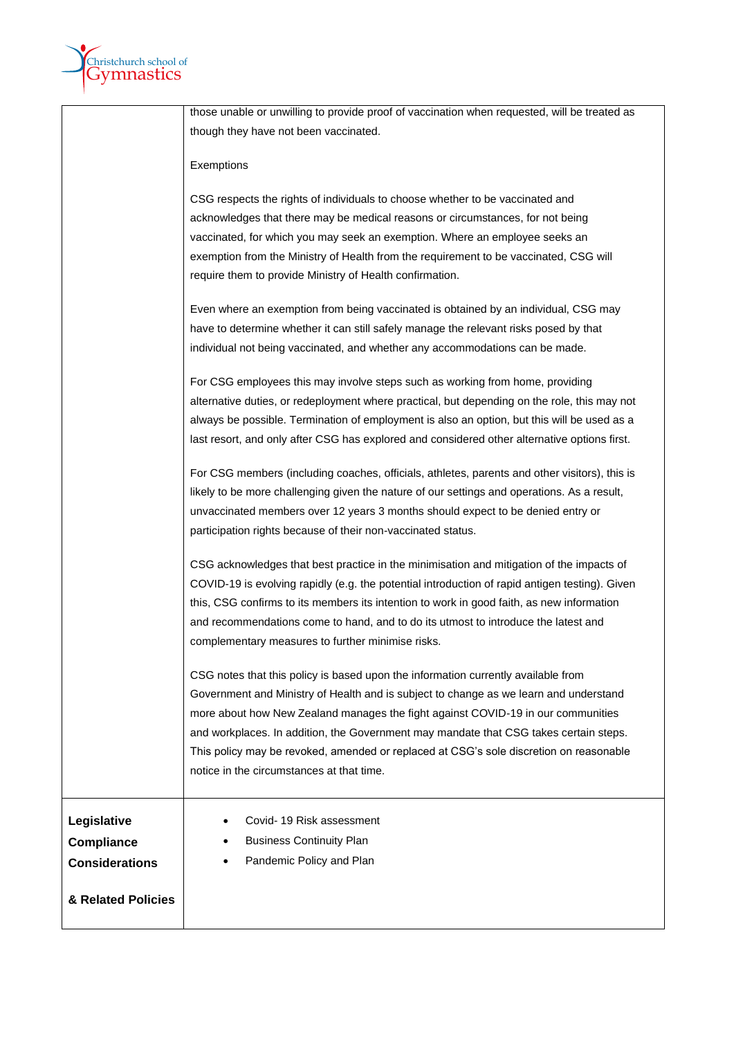| | |
|---|---|
| | those unable or unwilling to provide proof of vaccination when requested, will be treated as though they have not been vaccinated.<br><br>Exemptions<br><br>CSG respects the rights of individuals to choose whether to be vaccinated and acknowledges that there may be medical reasons or circumstances, for not being vaccinated, for which you may seek an exemption. Where an employee seeks an exemption from the Ministry of Health from the requirement to be vaccinated, CSG will require them to provide Ministry of Health confirmation.<br><br>Even where an exemption from being vaccinated is obtained by an individual, CSG may have to determine whether it can still safely manage the relevant risks posed by that individual not being vaccinated, and whether any accommodations can be made.<br><br>For CSG employees this may involve steps such as working from home, providing alternative duties, or redeployment where practical, but depending on the role, this may not always be possible. Termination of employment is also an option, but this will be used as a last resort, and only after CSG has explored and considered other alternative options first.<br><br>For CSG members (including coaches, officials, athletes, parents and other visitors), this is likely to be more challenging given the nature of our settings and operations. As a result, unvaccinated members over 12 years 3 months should expect to be denied entry or participation rights because of their non-vaccinated status.<br><br>CSG acknowledges that best practice in the minimisation and mitigation of the impacts of COVID-19 is evolving rapidly (e.g. the potential introduction of rapid antigen testing). Given this, CSG confirms to its members its intention to work in good faith, as new information and recommendations come to hand, and to do its utmost to introduce the latest and complementary measures to further minimise risks.<br><br>CSG notes that this policy is based upon the information currently available from Government and Ministry of Health and is subject to change as we learn and understand more about how New Zealand manages the fight against COVID-19 in our communities and workplaces. In addition, the Government may mandate that CSG takes certain steps. This policy may be revoked, amended or replaced at CSG's sole discretion on reasonable notice in the circumstances at that time. |
| **Legislative Compliance Considerations**<br><br>**& Related Policies** | • Covid- 19 Risk assessment<br>• Business Continuity Plan<br>• Pandemic Policy and Plan |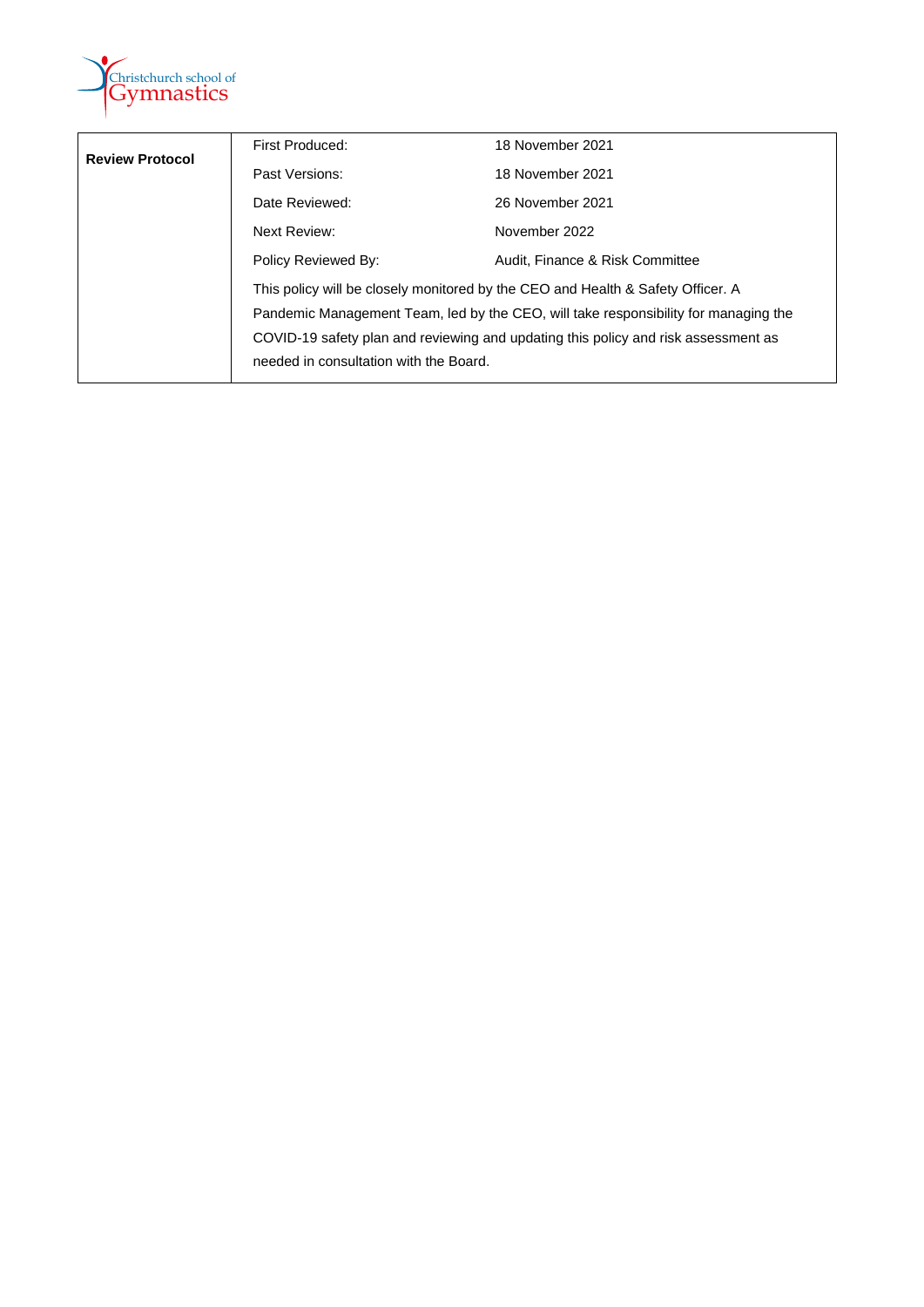| | | |
|---|---|---|
| **Review Protocol** | First Produced: | 18 November 2021 |
| | Past Versions: | 18 November 2021 |
| | Date Reviewed: | 26 November 2021 |
| | Next Review: | November 2022 |
| | Policy Reviewed By: | Audit, Finance & Risk Committee |
| | This policy will be closely monitored by the CEO and Health & Safety Officer. A Pandemic Management Team, led by the CEO, will take responsibility for managing the COVID-19 safety plan and reviewing and updating this policy and risk assessment as needed in consultation with the Board. | |